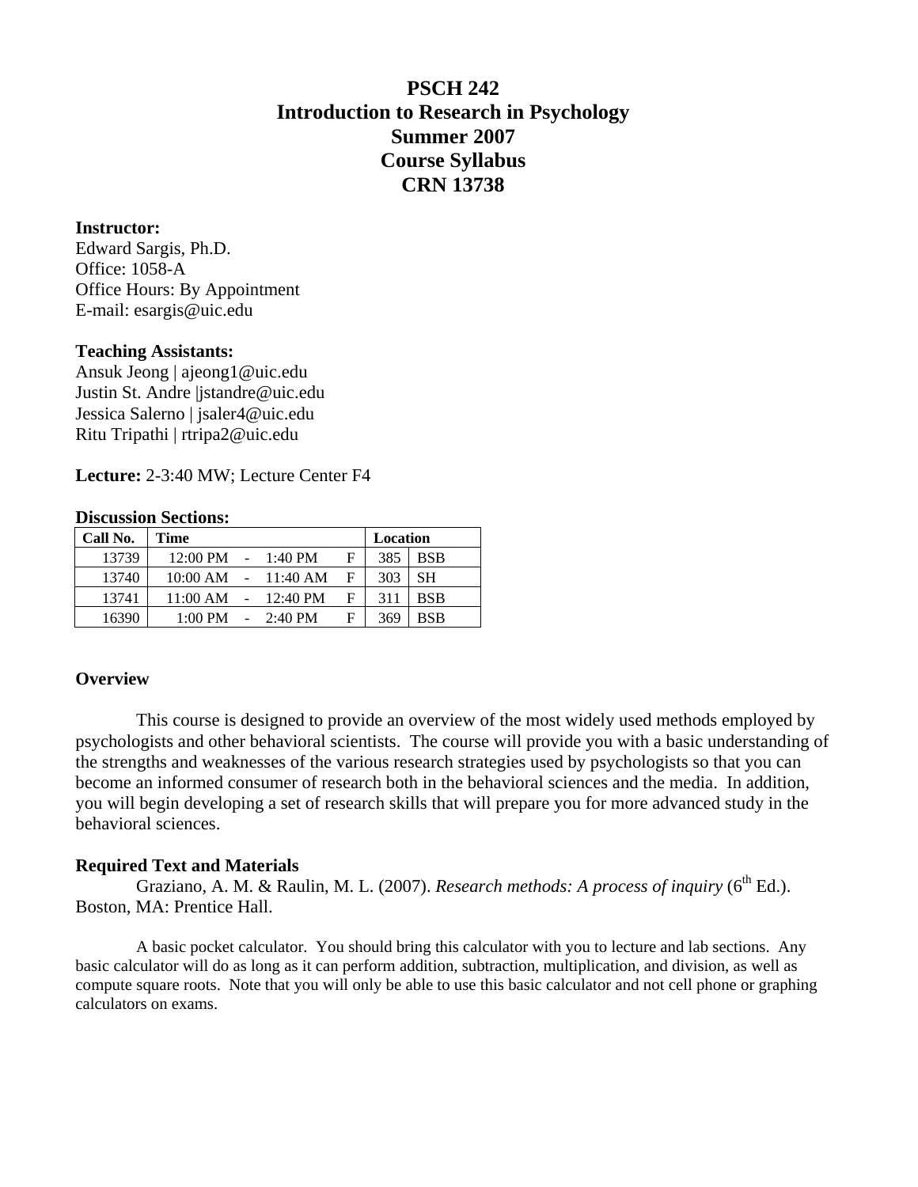# PSCH 242
# Introduction to Research in Psychology
# Summer 2007
# Course Syllabus
# CRN 13738

**Instructor:**
Edward Sargis, Ph.D.
Office: 1058-A
Office Hours: By Appointment
E-mail: esargis@uic.edu

**Teaching Assistants:**
Ansuk Jeong | ajeong1@uic.edu
Justin St. Andre |jstandre@uic.edu
Jessica Salerno | jsaler4@uic.edu
Ritu Tripathi | rtripa2@uic.edu

**Lecture:** 2-3:40 MW; Lecture Center F4

**Discussion Sections:**

| Call No. | Time | | | | Location | |
|---|---|---|---|---|---|---|
| 13739 | 12:00 PM | - | 1:40 PM | F | 385 | BSB |
| 13740 | 10:00 AM | - | 11:40 AM | F | 303 | SH |
| 13741 | 11:00 AM | - | 12:40 PM | F | 311 | BSB |
| 16390 | 1:00 PM | - | 2:40 PM | F | 369 | BSB |

**Overview**

This course is designed to provide an overview of the most widely used methods employed by psychologists and other behavioral scientists. The course will provide you with a basic understanding of the strengths and weaknesses of the various research strategies used by psychologists so that you can become an informed consumer of research both in the behavioral sciences and the media. In addition, you will begin developing a set of research skills that will prepare you for more advanced study in the behavioral sciences.

**Required Text and Materials**

Graziano, A. M. & Raulin, M. L. (2007). *Research methods: A process of inquiry* (6th Ed.). Boston, MA: Prentice Hall.

A basic pocket calculator. You should bring this calculator with you to lecture and lab sections. Any basic calculator will do as long as it can perform addition, subtraction, multiplication, and division, as well as compute square roots. Note that you will only be able to use this basic calculator and not cell phone or graphing calculators on exams.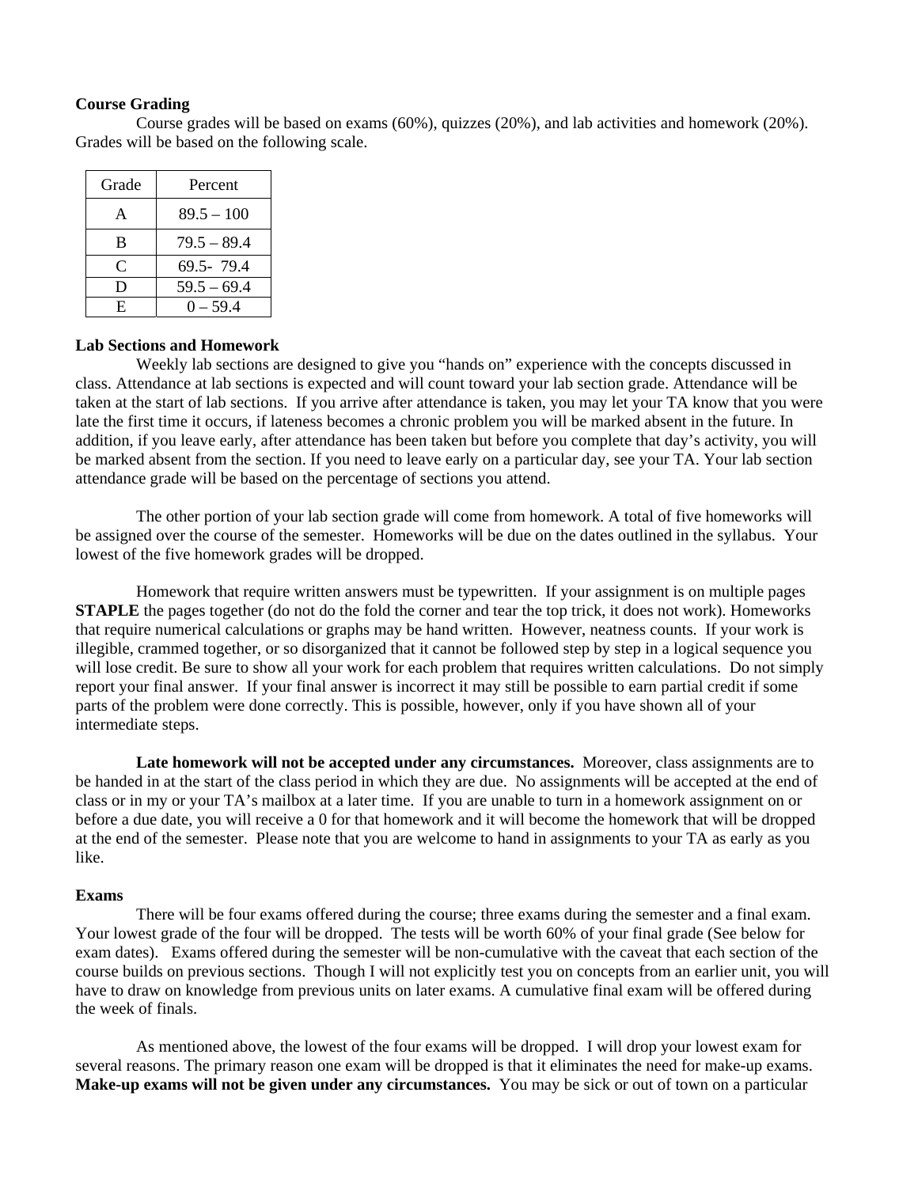**Course Grading**

Course grades will be based on exams (60%), quizzes (20%), and lab activities and homework (20%). Grades will be based on the following scale.

| Grade | Percent |
|---|---|
| A | 89.5 – 100 |
| B | 79.5 – 89.4 |
| C | 69.5- 79.4 |
| D | 59.5 – 69.4 |
| E | 0 – 59.4 |

**Lab Sections and Homework**

Weekly lab sections are designed to give you "hands on" experience with the concepts discussed in class. Attendance at lab sections is expected and will count toward your lab section grade. Attendance will be taken at the start of lab sections. If you arrive after attendance is taken, you may let your TA know that you were late the first time it occurs, if lateness becomes a chronic problem you will be marked absent in the future. In addition, if you leave early, after attendance has been taken but before you complete that day's activity, you will be marked absent from the section. If you need to leave early on a particular day, see your TA. Your lab section attendance grade will be based on the percentage of sections you attend.

The other portion of your lab section grade will come from homework. A total of five homeworks will be assigned over the course of the semester. Homeworks will be due on the dates outlined in the syllabus. Your lowest of the five homework grades will be dropped.

Homework that require written answers must be typewritten. If your assignment is on multiple pages **STAPLE** the pages together (do not do the fold the corner and tear the top trick, it does not work). Homeworks that require numerical calculations or graphs may be hand written. However, neatness counts. If your work is illegible, crammed together, or so disorganized that it cannot be followed step by step in a logical sequence you will lose credit. Be sure to show all your work for each problem that requires written calculations. Do not simply report your final answer. If your final answer is incorrect it may still be possible to earn partial credit if some parts of the problem were done correctly. This is possible, however, only if you have shown all of your intermediate steps.

**Late homework will not be accepted under any circumstances.** Moreover, class assignments are to be handed in at the start of the class period in which they are due. No assignments will be accepted at the end of class or in my or your TA's mailbox at a later time. If you are unable to turn in a homework assignment on or before a due date, you will receive a 0 for that homework and it will become the homework that will be dropped at the end of the semester. Please note that you are welcome to hand in assignments to your TA as early as you like.

**Exams**

There will be four exams offered during the course; three exams during the semester and a final exam. Your lowest grade of the four will be dropped. The tests will be worth 60% of your final grade (See below for exam dates). Exams offered during the semester will be non-cumulative with the caveat that each section of the course builds on previous sections. Though I will not explicitly test you on concepts from an earlier unit, you will have to draw on knowledge from previous units on later exams. A cumulative final exam will be offered during the week of finals.

As mentioned above, the lowest of the four exams will be dropped. I will drop your lowest exam for several reasons. The primary reason one exam will be dropped is that it eliminates the need for make-up exams. **Make-up exams will not be given under any circumstances.** You may be sick or out of town on a particular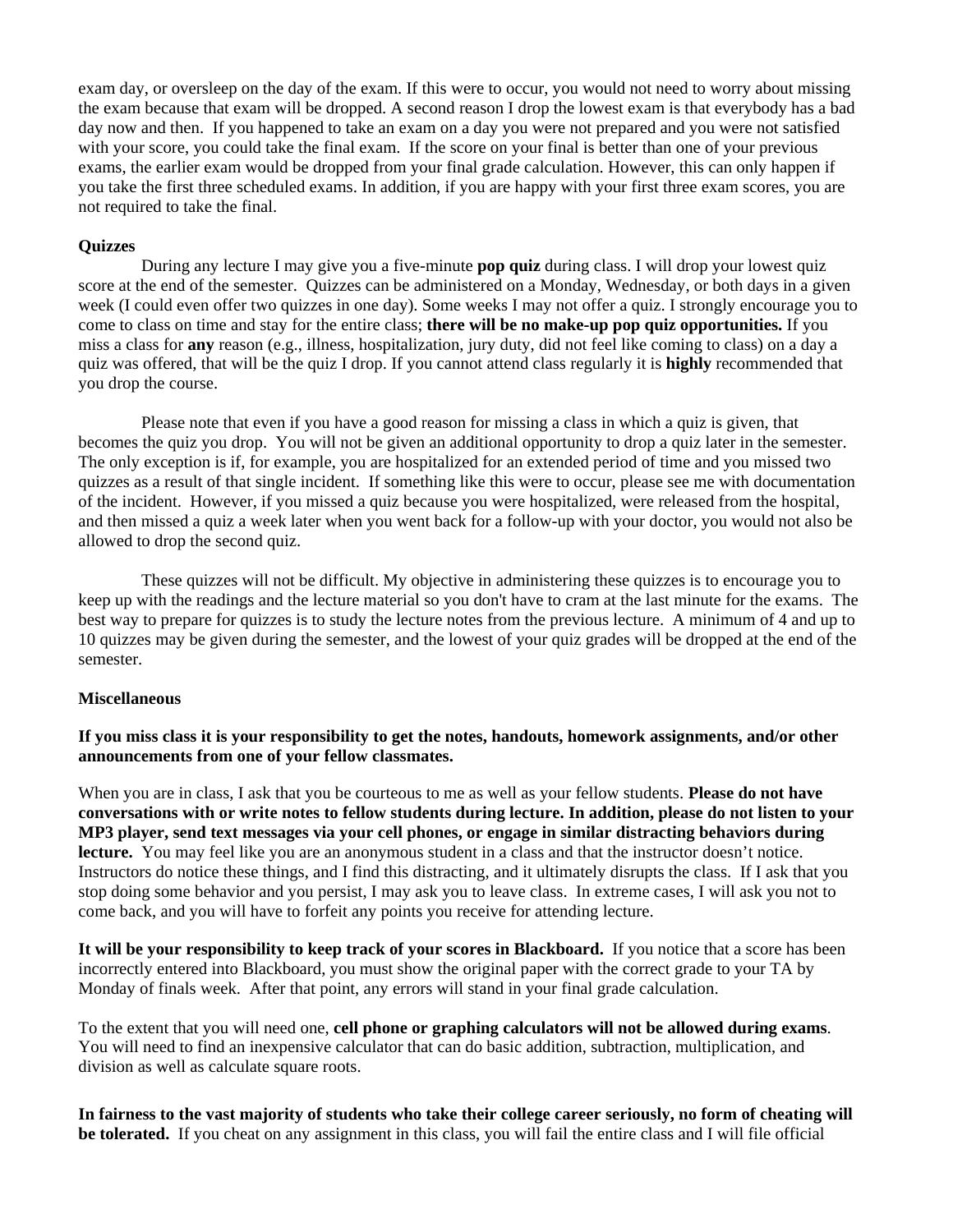exam day, or oversleep on the day of the exam. If this were to occur, you would not need to worry about missing the exam because that exam will be dropped. A second reason I drop the lowest exam is that everybody has a bad day now and then. If you happened to take an exam on a day you were not prepared and you were not satisfied with your score, you could take the final exam. If the score on your final is better than one of your previous exams, the earlier exam would be dropped from your final grade calculation. However, this can only happen if you take the first three scheduled exams. In addition, if you are happy with your first three exam scores, you are not required to take the final.

**Quizzes**

During any lecture I may give you a five-minute **pop quiz** during class. I will drop your lowest quiz score at the end of the semester. Quizzes can be administered on a Monday, Wednesday, or both days in a given week (I could even offer two quizzes in one day). Some weeks I may not offer a quiz. I strongly encourage you to come to class on time and stay for the entire class; **there will be no make-up pop quiz opportunities.** If you miss a class for **any** reason (e.g., illness, hospitalization, jury duty, did not feel like coming to class) on a day a quiz was offered, that will be the quiz I drop. If you cannot attend class regularly it is **highly** recommended that you drop the course.

Please note that even if you have a good reason for missing a class in which a quiz is given, that becomes the quiz you drop. You will not be given an additional opportunity to drop a quiz later in the semester. The only exception is if, for example, you are hospitalized for an extended period of time and you missed two quizzes as a result of that single incident. If something like this were to occur, please see me with documentation of the incident. However, if you missed a quiz because you were hospitalized, were released from the hospital, and then missed a quiz a week later when you went back for a follow-up with your doctor, you would not also be allowed to drop the second quiz.

These quizzes will not be difficult. My objective in administering these quizzes is to encourage you to keep up with the readings and the lecture material so you don't have to cram at the last minute for the exams. The best way to prepare for quizzes is to study the lecture notes from the previous lecture. A minimum of 4 and up to 10 quizzes may be given during the semester, and the lowest of your quiz grades will be dropped at the end of the semester.

**Miscellaneous**

**If you miss class it is your responsibility to get the notes, handouts, homework assignments, and/or other announcements from one of your fellow classmates.**

When you are in class, I ask that you be courteous to me as well as your fellow students. **Please do not have conversations with or write notes to fellow students during lecture. In addition, please do not listen to your MP3 player, send text messages via your cell phones, or engage in similar distracting behaviors during lecture.** You may feel like you are an anonymous student in a class and that the instructor doesn't notice. Instructors do notice these things, and I find this distracting, and it ultimately disrupts the class. If I ask that you stop doing some behavior and you persist, I may ask you to leave class. In extreme cases, I will ask you not to come back, and you will have to forfeit any points you receive for attending lecture.

**It will be your responsibility to keep track of your scores in Blackboard.** If you notice that a score has been incorrectly entered into Blackboard, you must show the original paper with the correct grade to your TA by Monday of finals week. After that point, any errors will stand in your final grade calculation.

To the extent that you will need one, **cell phone or graphing calculators will not be allowed during exams**. You will need to find an inexpensive calculator that can do basic addition, subtraction, multiplication, and division as well as calculate square roots.

**In fairness to the vast majority of students who take their college career seriously, no form of cheating will be tolerated.** If you cheat on any assignment in this class, you will fail the entire class and I will file official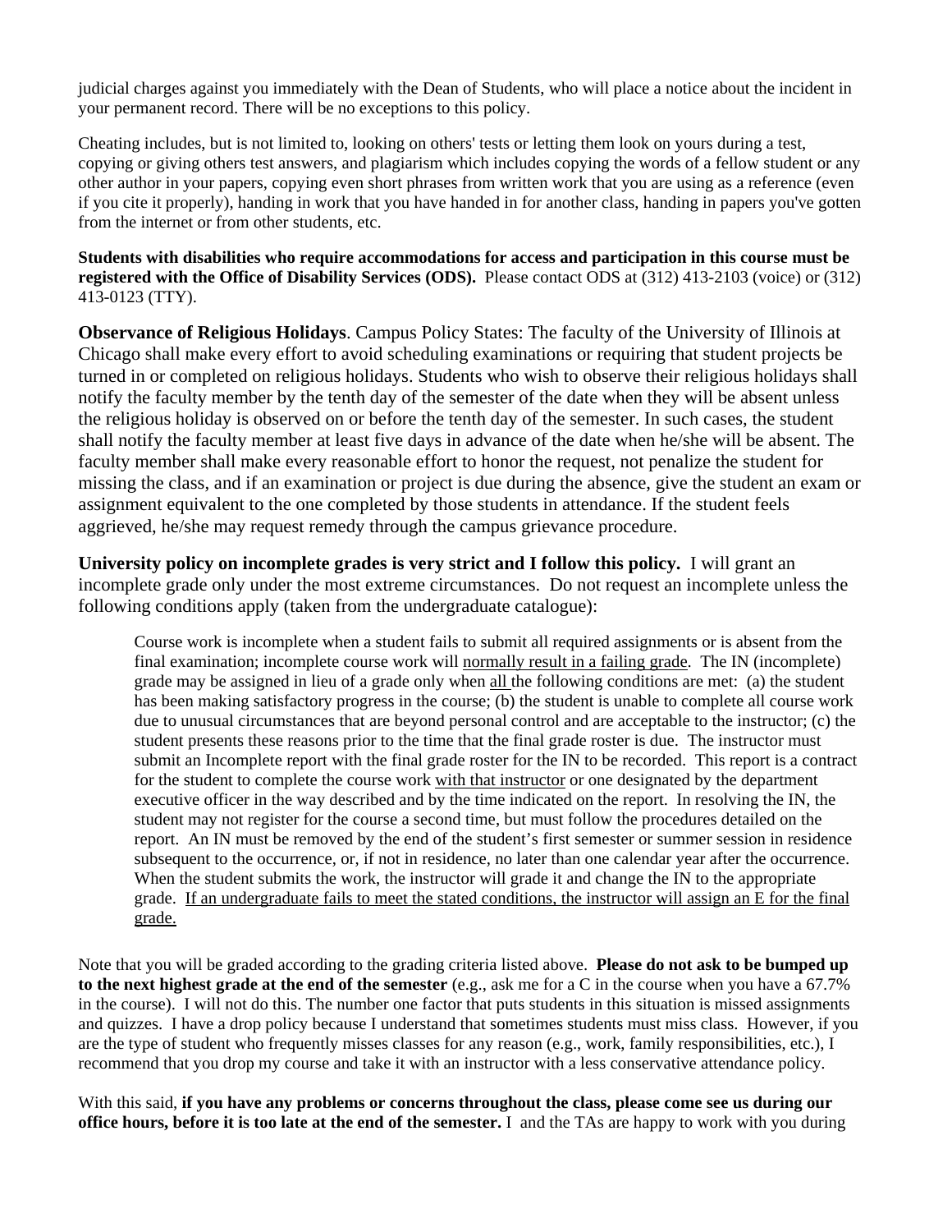judicial charges against you immediately with the Dean of Students, who will place a notice about the incident in your permanent record. There will be no exceptions to this policy.

Cheating includes, but is not limited to, looking on others' tests or letting them look on yours during a test, copying or giving others test answers, and plagiarism which includes copying the words of a fellow student or any other author in your papers, copying even short phrases from written work that you are using as a reference (even if you cite it properly), handing in work that you have handed in for another class, handing in papers you've gotten from the internet or from other students, etc.

**Students with disabilities who require accommodations for access and participation in this course must be registered with the Office of Disability Services (ODS).** Please contact ODS at (312) 413-2103 (voice) or (312) 413-0123 (TTY).

**Observance of Religious Holidays**. Campus Policy States: The faculty of the University of Illinois at Chicago shall make every effort to avoid scheduling examinations or requiring that student projects be turned in or completed on religious holidays. Students who wish to observe their religious holidays shall notify the faculty member by the tenth day of the semester of the date when they will be absent unless the religious holiday is observed on or before the tenth day of the semester. In such cases, the student shall notify the faculty member at least five days in advance of the date when he/she will be absent. The faculty member shall make every reasonable effort to honor the request, not penalize the student for missing the class, and if an examination or project is due during the absence, give the student an exam or assignment equivalent to the one completed by those students in attendance. If the student feels aggrieved, he/she may request remedy through the campus grievance procedure.

**University policy on incomplete grades is very strict and I follow this policy.** I will grant an incomplete grade only under the most extreme circumstances. Do not request an incomplete unless the following conditions apply (taken from the undergraduate catalogue):

> Course work is incomplete when a student fails to submit all required assignments or is absent from the final examination; incomplete course work will <u>normally result in a failing grade</u>. The IN (incomplete) grade may be assigned in lieu of a grade only when <u>all</u> the following conditions are met: (a) the student has been making satisfactory progress in the course; (b) the student is unable to complete all course work due to unusual circumstances that are beyond personal control and are acceptable to the instructor; (c) the student presents these reasons prior to the time that the final grade roster is due. The instructor must submit an Incomplete report with the final grade roster for the IN to be recorded. This report is a contract for the student to complete the course work <u>with that instructor</u> or one designated by the department executive officer in the way described and by the time indicated on the report. In resolving the IN, the student may not register for the course a second time, but must follow the procedures detailed on the report. An IN must be removed by the end of the student's first semester or summer session in residence subsequent to the occurrence, or, if not in residence, no later than one calendar year after the occurrence. When the student submits the work, the instructor will grade it and change the IN to the appropriate grade. <u>If an undergraduate fails to meet the stated conditions, the instructor will assign an E for the final grade.</u>

Note that you will be graded according to the grading criteria listed above. **Please do not ask to be bumped up to the next highest grade at the end of the semester** (e.g., ask me for a C in the course when you have a 67.7% in the course). I will not do this. The number one factor that puts students in this situation is missed assignments and quizzes. I have a drop policy because I understand that sometimes students must miss class. However, if you are the type of student who frequently misses classes for any reason (e.g., work, family responsibilities, etc.), I recommend that you drop my course and take it with an instructor with a less conservative attendance policy.

With this said, **if you have any problems or concerns throughout the class, please come see us during our office hours, before it is too late at the end of the semester.** I and the TAs are happy to work with you during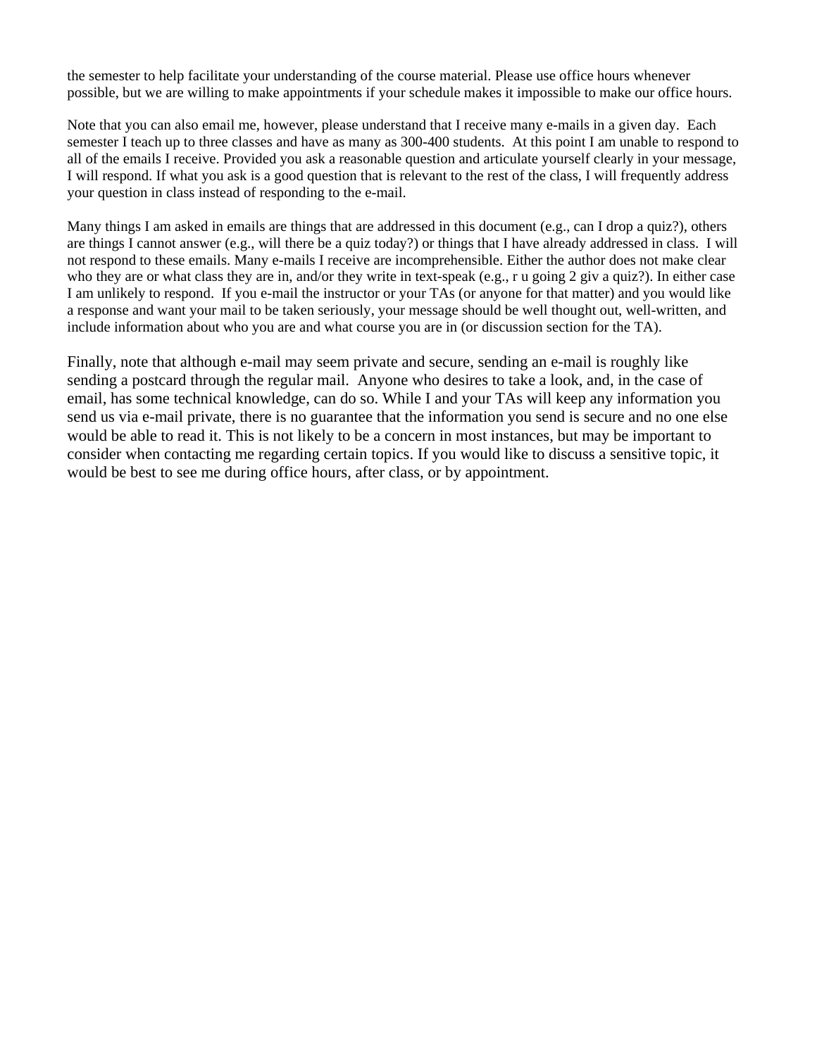the semester to help facilitate your understanding of the course material. Please use office hours whenever possible, but we are willing to make appointments if your schedule makes it impossible to make our office hours.

Note that you can also email me, however, please understand that I receive many e-mails in a given day. Each semester I teach up to three classes and have as many as 300-400 students. At this point I am unable to respond to all of the emails I receive. Provided you ask a reasonable question and articulate yourself clearly in your message, I will respond. If what you ask is a good question that is relevant to the rest of the class, I will frequently address your question in class instead of responding to the e-mail.

Many things I am asked in emails are things that are addressed in this document (e.g., can I drop a quiz?), others are things I cannot answer (e.g., will there be a quiz today?) or things that I have already addressed in class. I will not respond to these emails. Many e-mails I receive are incomprehensible. Either the author does not make clear who they are or what class they are in, and/or they write in text-speak (e.g., r u going 2 giv a quiz?). In either case I am unlikely to respond. If you e-mail the instructor or your TAs (or anyone for that matter) and you would like a response and want your mail to be taken seriously, your message should be well thought out, well-written, and include information about who you are and what course you are in (or discussion section for the TA).

Finally, note that although e-mail may seem private and secure, sending an e-mail is roughly like sending a postcard through the regular mail. Anyone who desires to take a look, and, in the case of email, has some technical knowledge, can do so. While I and your TAs will keep any information you send us via e-mail private, there is no guarantee that the information you send is secure and no one else would be able to read it. This is not likely to be a concern in most instances, but may be important to consider when contacting me regarding certain topics. If you would like to discuss a sensitive topic, it would be best to see me during office hours, after class, or by appointment.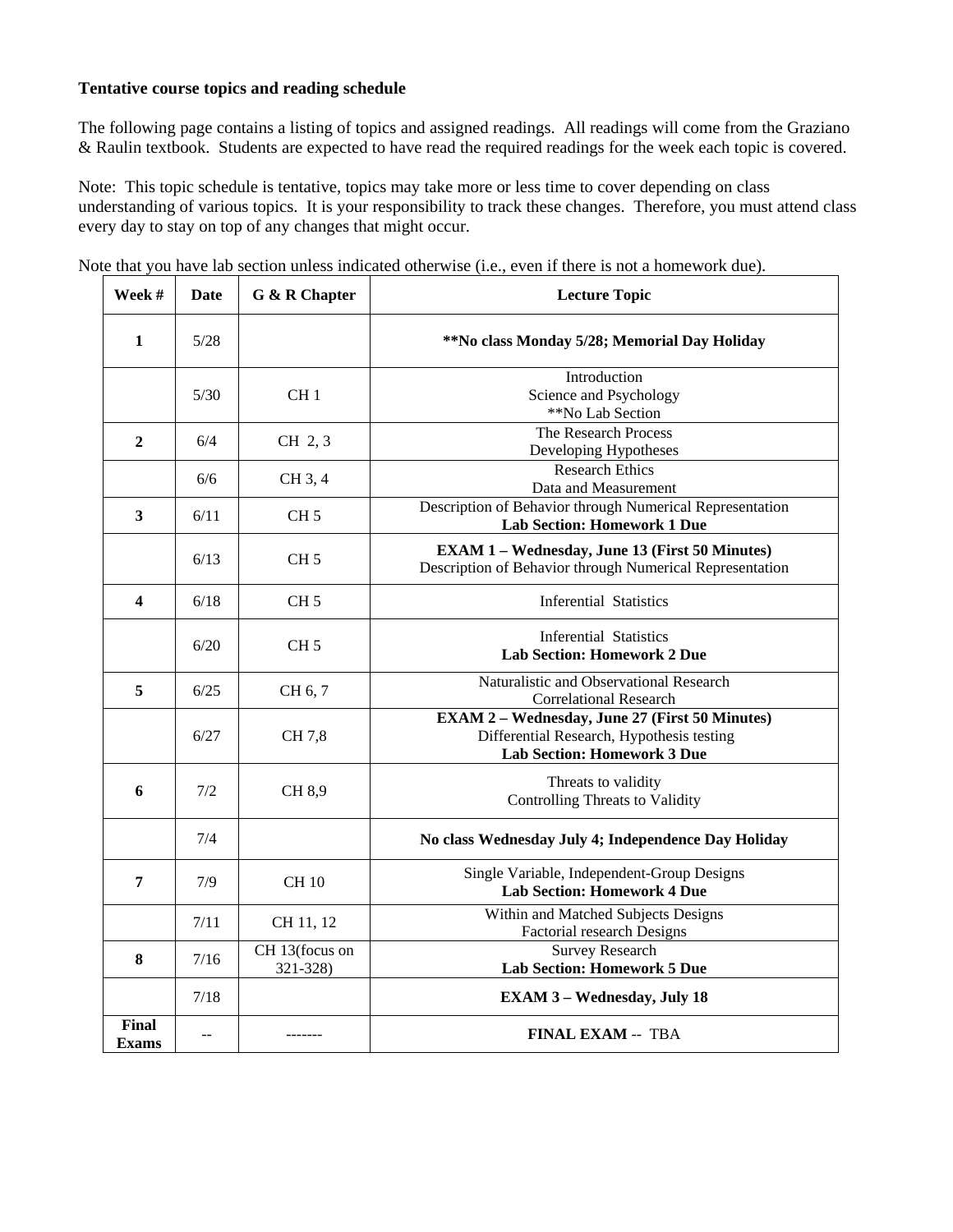**Tentative course topics and reading schedule**

The following page contains a listing of topics and assigned readings. All readings will come from the Graziano & Raulin textbook. Students are expected to have read the required readings for the week each topic is covered.

Note: This topic schedule is tentative, topics may take more or less time to cover depending on class understanding of various topics. It is your responsibility to track these changes. Therefore, you must attend class every day to stay on top of any changes that might occur.

Note that you have lab section unless indicated otherwise (i.e., even if there is not a homework due).

| Week # | Date | G & R Chapter | Lecture Topic |
|---|---|---|---|
| **1** | 5/28 | | **\*\*No class Monday 5/28; Memorial Day Holiday** |
| | 5/30 | CH 1 | Introduction<br>Science and Psychology<br>\*\*No Lab Section |
| **2** | 6/4 | CH 2, 3 | The Research Process<br>Developing Hypotheses |
| | 6/6 | CH 3, 4 | Research Ethics<br>Data and Measurement |
| **3** | 6/11 | CH 5 | Description of Behavior through Numerical Representation<br>**Lab Section: Homework 1 Due** |
| | 6/13 | CH 5 | **EXAM 1 – Wednesday, June 13 (First 50 Minutes)**<br>Description of Behavior through Numerical Representation |
| **4** | 6/18 | CH 5 | Inferential Statistics |
| | 6/20 | CH 5 | Inferential Statistics<br>**Lab Section: Homework 2 Due** |
| **5** | 6/25 | CH 6, 7 | Naturalistic and Observational Research<br>Correlational Research |
| | 6/27 | CH 7,8 | **EXAM 2 – Wednesday, June 27 (First 50 Minutes)**<br>Differential Research, Hypothesis testing<br>**Lab Section: Homework 3 Due** |
| **6** | 7/2 | CH 8,9 | Threats to validity<br>Controlling Threats to Validity |
| | 7/4 | | **No class Wednesday July 4; Independence Day Holiday** |
| **7** | 7/9 | CH 10 | Single Variable, Independent-Group Designs<br>**Lab Section: Homework 4 Due** |
| | 7/11 | CH 11, 12 | Within and Matched Subjects Designs<br>Factorial research Designs |
| **8** | 7/16 | CH 13(focus on 321-328) | Survey Research<br>**Lab Section: Homework 5 Due** |
| | 7/18 | | **EXAM 3 – Wednesday, July 18** |
| **Final Exams** | -- | ------- | **FINAL EXAM** -- TBA |